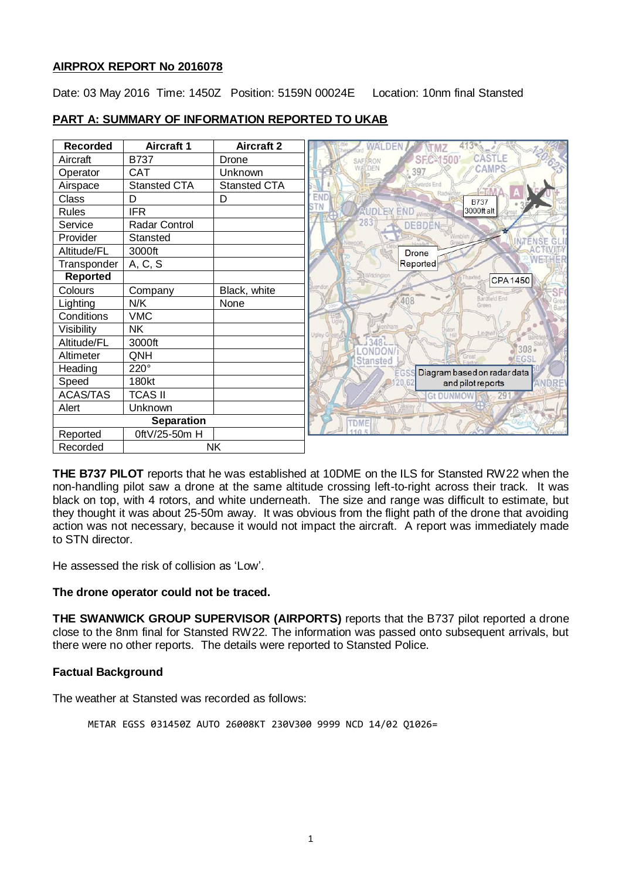**AIRPROX REPORT No 2016078**

Date: 03 May 2016 Time: 1450Z Position: 5159N 00024E Location: 10nm final Stansted

## PART A: SUMMARY OF INFORMATION REPORTED TO UKAB

| Recorded | Aircraft 1 | Aircraft 2 |
|---|---|---|
| Aircraft | B737 | Drone |
| Operator | CAT | Unknown |
| Airspace | Stansted CTA | Stansted CTA |
| Class | D | D |
| Rules | IFR | |
| Service | Radar Control | |
| Provider | Stansted | |
| Altitude/FL | 3000ft | |
| Transponder | A, C, S | |
| **Reported** | | |
| Colours | Company | Black, white |
| Lighting | N/K | None |
| Conditions | VMC | |
| Visibility | NK | |
| Altitude/FL | 3000ft | |
| Altimeter | QNH | |
| Heading | 220° | |
| Speed | 180kt | |
| ACAS/TAS | TCAS II | |
| Alert | Unknown | |
| **Separation** | | |
| Reported | 0ftV/25-50m H | |
| Recorded | NK | |

Diagram based on radar data and pilot reports

**THE B737 PILOT** reports that he was established at 10DME on the ILS for Stansted RW22 when the non-handling pilot saw a drone at the same altitude crossing left-to-right across their track. It was black on top, with 4 rotors, and white underneath. The size and range was difficult to estimate, but they thought it was about 25-50m away. It was obvious from the flight path of the drone that avoiding action was not necessary, because it would not impact the aircraft. A report was immediately made to STN director.

He assessed the risk of collision as 'Low'.

**The drone operator could not be traced.**

**THE SWANWICK GROUP SUPERVISOR (AIRPORTS)** reports that the B737 pilot reported a drone close to the 8nm final for Stansted RW22. The information was passed onto subsequent arrivals, but there were no other reports. The details were reported to Stansted Police.

### Factual Background

The weather at Stansted was recorded as follows:

```
METAR EGSS 031450Z AUTO 26008KT 230V300 9999 NCD 14/02 Q1026=
```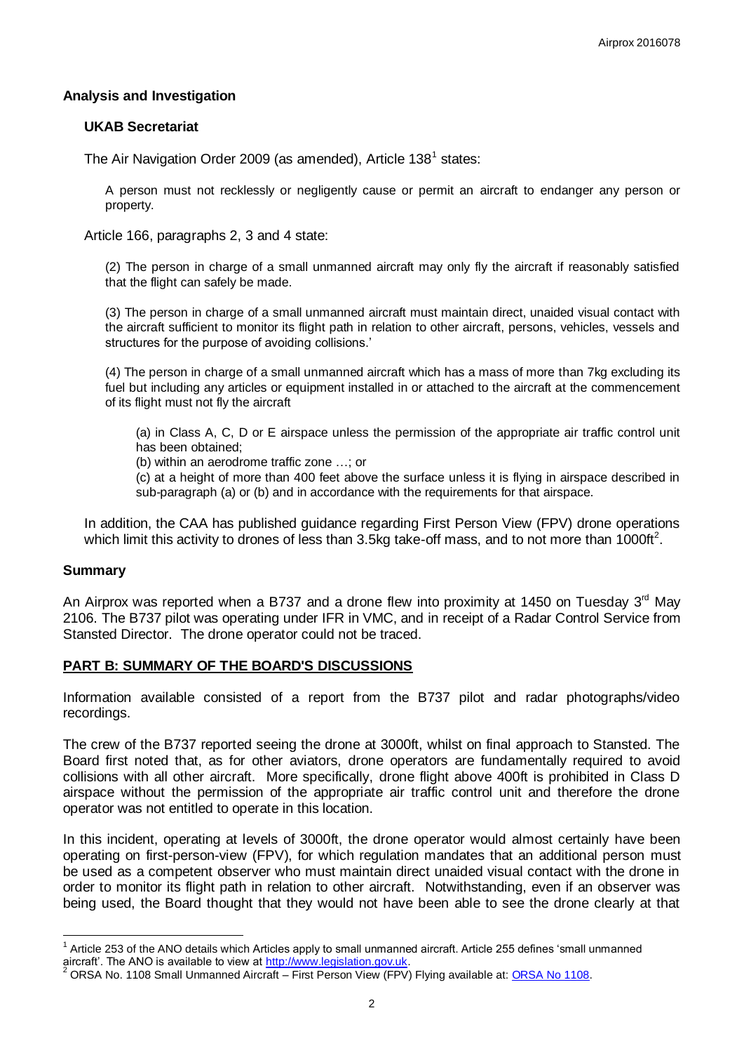## Analysis and Investigation

### UKAB Secretariat

The Air Navigation Order 2009 (as amended), Article 138[1] states:

> A person must not recklessly or negligently cause or permit an aircraft to endanger any person or property.

Article 166, paragraphs 2, 3 and 4 state:

> (2) The person in charge of a small unmanned aircraft may only fly the aircraft if reasonably satisfied that the flight can safely be made.
>
> (3) The person in charge of a small unmanned aircraft must maintain direct, unaided visual contact with the aircraft sufficient to monitor its flight path in relation to other aircraft, persons, vehicles, vessels and structures for the purpose of avoiding collisions.'
>
> (4) The person in charge of a small unmanned aircraft which has a mass of more than 7kg excluding its fuel but including any articles or equipment installed in or attached to the aircraft at the commencement of its flight must not fly the aircraft
>
> > (a) in Class A, C, D or E airspace unless the permission of the appropriate air traffic control unit has been obtained;
> > (b) within an aerodrome traffic zone …; or
> > (c) at a height of more than 400 feet above the surface unless it is flying in airspace described in sub-paragraph (a) or (b) and in accordance with the requirements for that airspace.

In addition, the CAA has published guidance regarding First Person View (FPV) drone operations which limit this activity to drones of less than 3.5kg take-off mass, and to not more than 1000ft[2].

## Summary

An Airprox was reported when a B737 and a drone flew into proximity at 1450 on Tuesday 3rd May 2106. The B737 pilot was operating under IFR in VMC, and in receipt of a Radar Control Service from Stansted Director. The drone operator could not be traced.

## PART B: SUMMARY OF THE BOARD'S DISCUSSIONS

Information available consisted of a report from the B737 pilot and radar photographs/video recordings.

The crew of the B737 reported seeing the drone at 3000ft, whilst on final approach to Stansted. The Board first noted that, as for other aviators, drone operators are fundamentally required to avoid collisions with all other aircraft. More specifically, drone flight above 400ft is prohibited in Class D airspace without the permission of the appropriate air traffic control unit and therefore the drone operator was not entitled to operate in this location.

In this incident, operating at levels of 3000ft, the drone operator would almost certainly have been operating on first-person-view (FPV), for which regulation mandates that an additional person must be used as a competent observer who must maintain direct unaided visual contact with the drone in order to monitor its flight path in relation to other aircraft. Notwithstanding, even if an observer was being used, the Board thought that they would not have been able to see the drone clearly at that

---

[1] Article 253 of the ANO details which Articles apply to small unmanned aircraft. Article 255 defines 'small unmanned aircraft'. The ANO is available to view at http://www.legislation.gov.uk.

[2] ORSA No. 1108 Small Unmanned Aircraft – First Person View (FPV) Flying available at: ORSA No 1108.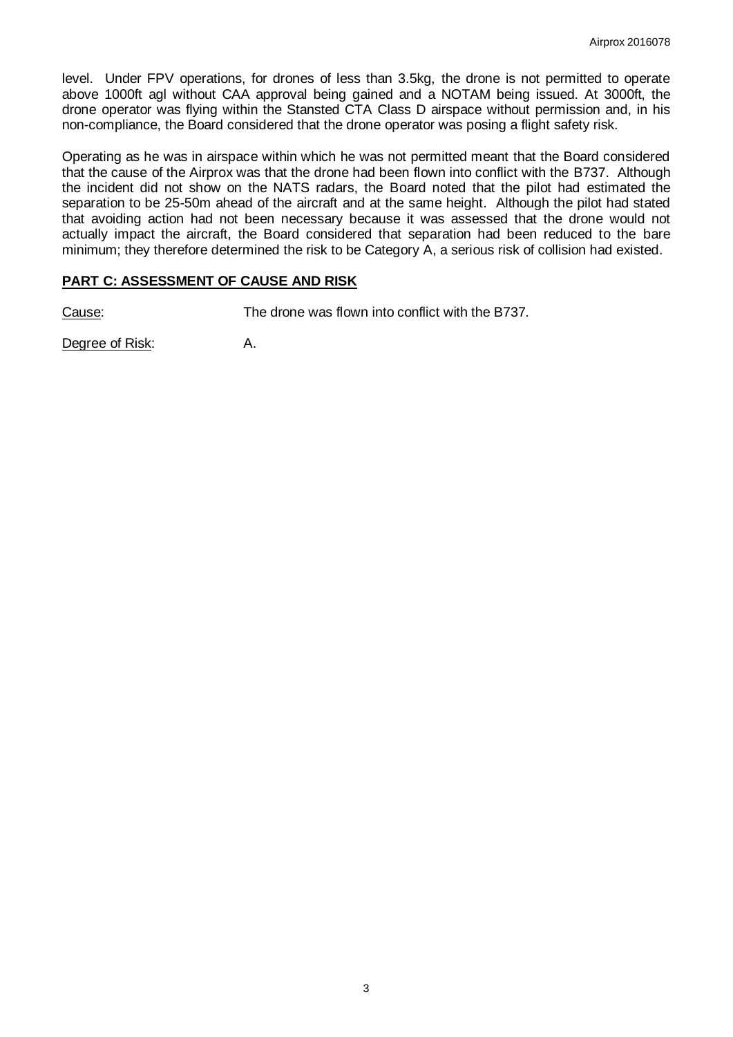level. Under FPV operations, for drones of less than 3.5kg, the drone is not permitted to operate above 1000ft agl without CAA approval being gained and a NOTAM being issued. At 3000ft, the drone operator was flying within the Stansted CTA Class D airspace without permission and, in his non-compliance, the Board considered that the drone operator was posing a flight safety risk.

Operating as he was in airspace within which he was not permitted meant that the Board considered that the cause of the Airprox was that the drone had been flown into conflict with the B737. Although the incident did not show on the NATS radars, the Board noted that the pilot had estimated the separation to be 25-50m ahead of the aircraft and at the same height. Although the pilot had stated that avoiding action had not been necessary because it was assessed that the drone would not actually impact the aircraft, the Board considered that separation had been reduced to the bare minimum; they therefore determined the risk to be Category A, a serious risk of collision had existed.

## PART C: ASSESSMENT OF CAUSE AND RISK

Cause: The drone was flown into conflict with the B737.

Degree of Risk: A.